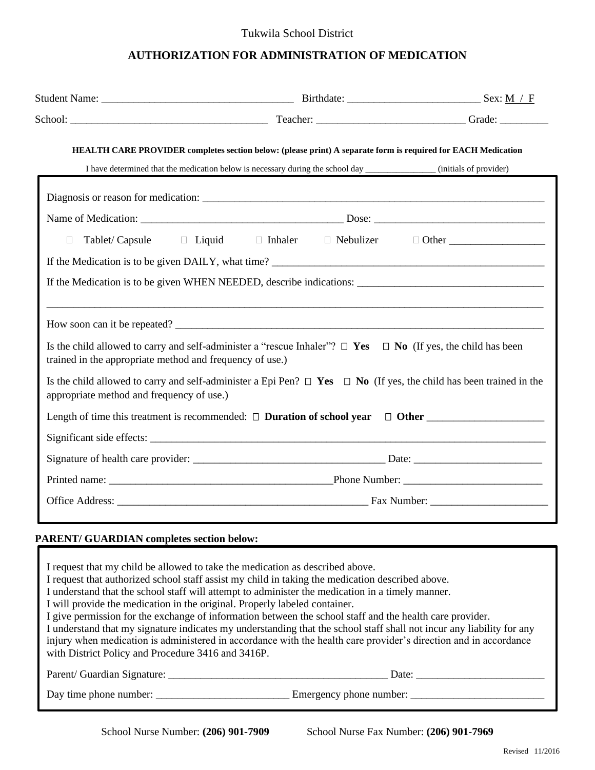Tukwila School District

# AUTHORIZATION FOR ADMINISTRATION OF MEDICATION

Student Name: ____________________________________ Birthdate: _________________________ Sex: M / F

School: _____________________________________ Teacher: ____________________________ Grade: _________

**HEALTH CARE PROVIDER completes section below: (please print) A separate form is required for EACH Medication**

I have determined that the medication below is necessary during the school day ________________ (initials of provider)

Diagnosis or reason for medication: ____________________________________________________________________

Name of Medication: ________________________________________ Dose: _________________________________

☐ Tablet/ Capsule ☐ Liquid ☐ Inhaler ☐ Nebulizer ☐ Other __________________

If the Medication is to be given DAILY, what time? _____________________________________________________

If the Medication is to be given WHEN NEEDED, describe indications: ___________________________________

_____________________________________________________________________________________________

How soon can it be repeated? ______________________________________________________________________

Is the child allowed to carry and self-administer a "rescue Inhaler"? ☐ **Yes** ☐ **No** (If yes, the child has been trained in the appropriate method and frequency of use.)

Is the child allowed to carry and self-administer a Epi Pen? ☐ **Yes** ☐ **No** (If yes, the child has been trained in the appropriate method and frequency of use.)

Length of time this treatment is recommended: ☐ **Duration of school year** ☐ **Other** ______________________

Significant side effects: ___________________________________________________________________________

Signature of health care provider: ____________________________________ Date: _________________________

Printed name: ___________________________________________Phone Number: __________________________

Office Address: __________________________________________________ Fax Number: ______________________

**PARENT/ GUARDIAN completes section below:**

I request that my child be allowed to take the medication as described above.
I request that authorized school staff assist my child in taking the medication described above.
I understand that the school staff will attempt to administer the medication in a timely manner.
I will provide the medication in the original. Properly labeled container.
I give permission for the exchange of information between the school staff and the health care provider.
I understand that my signature indicates my understanding that the school staff shall not incur any liability for any injury when medication is administered in accordance with the health care provider's direction and in accordance with District Policy and Procedure 3416 and 3416P.

Parent/ Guardian Signature: __________________________________________ Date: _________________________

Day time phone number: _________________________ Emergency phone number: _________________________

School Nurse Number: **(206) 901-7909** School Nurse Fax Number: **(206) 901-7969**

Revised 11/2016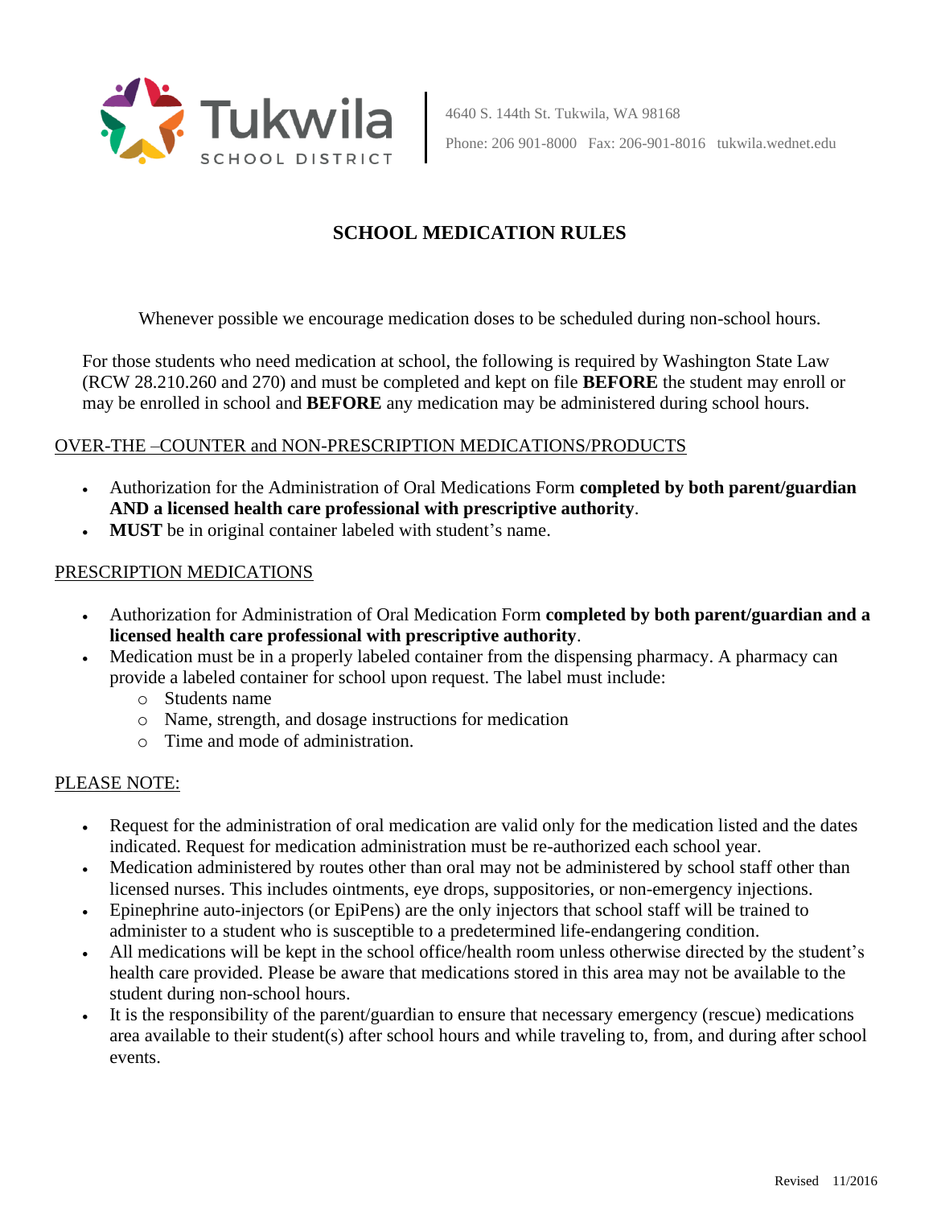Tukwila SCHOOL DISTRICT

4640 S. 144th St. Tukwila, WA 98168

Phone: 206 901-8000 Fax: 206-901-8016 tukwila.wednet.edu

# SCHOOL MEDICATION RULES

Whenever possible we encourage medication doses to be scheduled during non-school hours.

For those students who need medication at school, the following is required by Washington State Law (RCW 28.210.260 and 270) and must be completed and kept on file **BEFORE** the student may enroll or may be enrolled in school and **BEFORE** any medication may be administered during school hours.

## OVER-THE –COUNTER and NON-PRESCRIPTION MEDICATIONS/PRODUCTS

- Authorization for the Administration of Oral Medications Form **completed by both parent/guardian AND a licensed health care professional with prescriptive authority**.
- **MUST** be in original container labeled with student's name.

## PRESCRIPTION MEDICATIONS

- Authorization for Administration of Oral Medication Form **completed by both parent/guardian and a licensed health care professional with prescriptive authority**.
- Medication must be in a properly labeled container from the dispensing pharmacy. A pharmacy can provide a labeled container for school upon request. The label must include:
  - Students name
  - Name, strength, and dosage instructions for medication
  - Time and mode of administration.

## PLEASE NOTE:

- Request for the administration of oral medication are valid only for the medication listed and the dates indicated. Request for medication administration must be re-authorized each school year.
- Medication administered by routes other than oral may not be administered by school staff other than licensed nurses. This includes ointments, eye drops, suppositories, or non-emergency injections.
- Epinephrine auto-injectors (or EpiPens) are the only injectors that school staff will be trained to administer to a student who is susceptible to a predetermined life-endangering condition.
- All medications will be kept in the school office/health room unless otherwise directed by the student's health care provided. Please be aware that medications stored in this area may not be available to the student during non-school hours.
- It is the responsibility of the parent/guardian to ensure that necessary emergency (rescue) medications area available to their student(s) after school hours and while traveling to, from, and during after school events.

Revised 11/2016